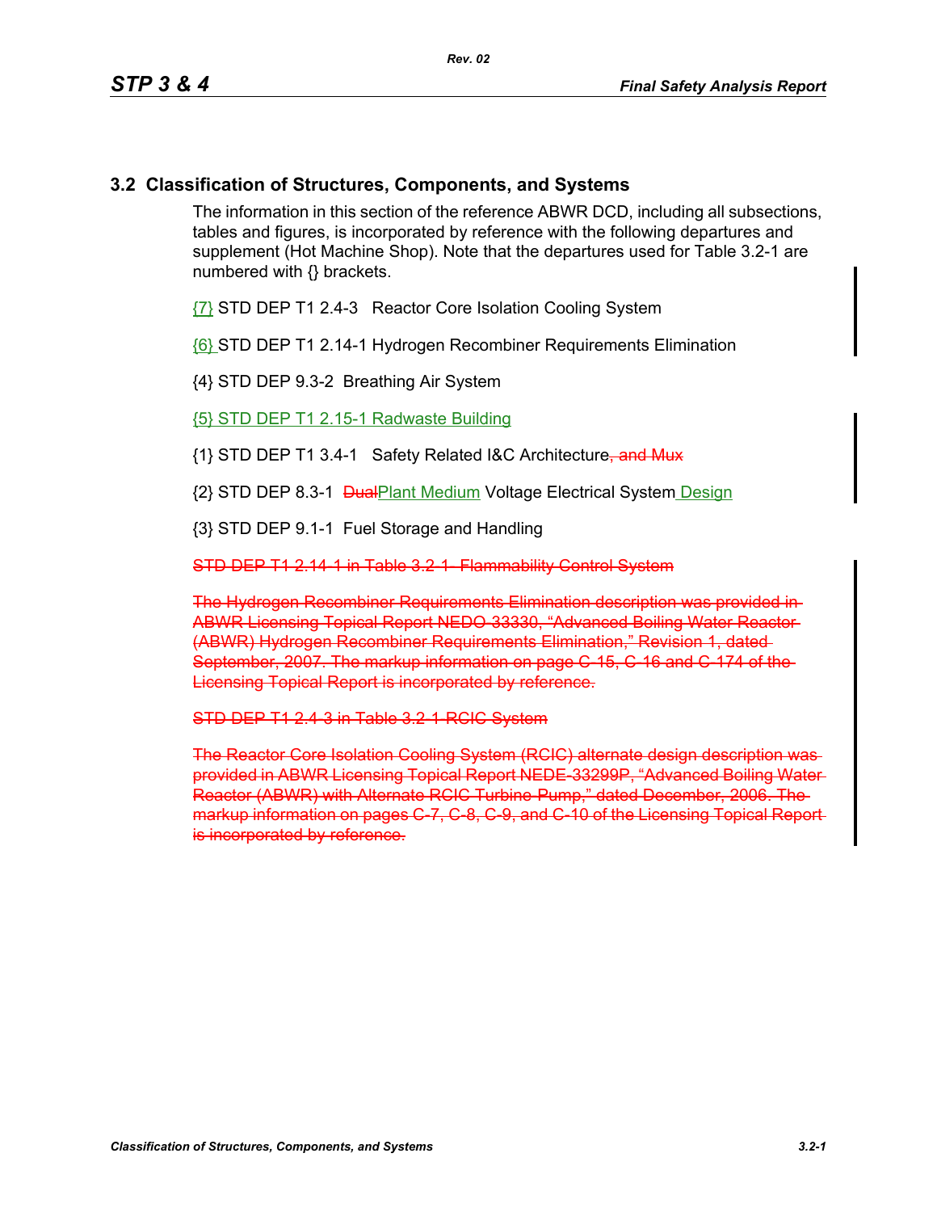## 3.2 Classification of Structures, Components, and Systems

The information in this section of the reference ABWR DCD, including all subsections, tables and figures, is incorporated by reference with the following departures and supplement (Hot Machine Shop). Note that the departures used for Table 3.2-1 are numbered with {} brackets.

{7} STD DEP T1 2.4-3 Reactor Core Isolation Cooling System

{6} STD DEP T1 2.14-1 Hydrogen Recombiner Requirements Elimination

{4} STD DEP 9.3-2 Breathing Air System

{5} STD DEP T1 2.15-1 Radwaste Building

{1} STD DEP T1 3.4-1 Safety Related I&C Architecture~~, and Mux~~

{2} STD DEP 8.3-1 ~~Dual~~Plant Medium Voltage Electrical System Design

{3} STD DEP 9.1-1 Fuel Storage and Handling

~~STD DEP T1 2.14-1 in Table 3.2-1 Flammability Control System~~

~~The Hydrogen Recombiner Requirements Elimination description was provided in ABWR Licensing Topical Report NEDO-33330, "Advanced Boiling Water Reactor (ABWR) Hydrogen Recombiner Requirements Elimination," Revision 1, dated September, 2007. The markup information on page C-15, C-16 and C-174 of the Licensing Topical Report is incorporated by reference.~~

~~STD DEP T1 2.4-3 in Table 3.2-1 RCIC System~~

~~The Reactor Core Isolation Cooling System (RCIC) alternate design description was provided in ABWR Licensing Topical Report NEDE-33299P, "Advanced Boiling Water Reactor (ABWR) with Alternate RCIC Turbine-Pump," dated December, 2006. The markup information on pages C-7, C-8, C-9, and C-10 of the Licensing Topical Report is incorporated by reference.~~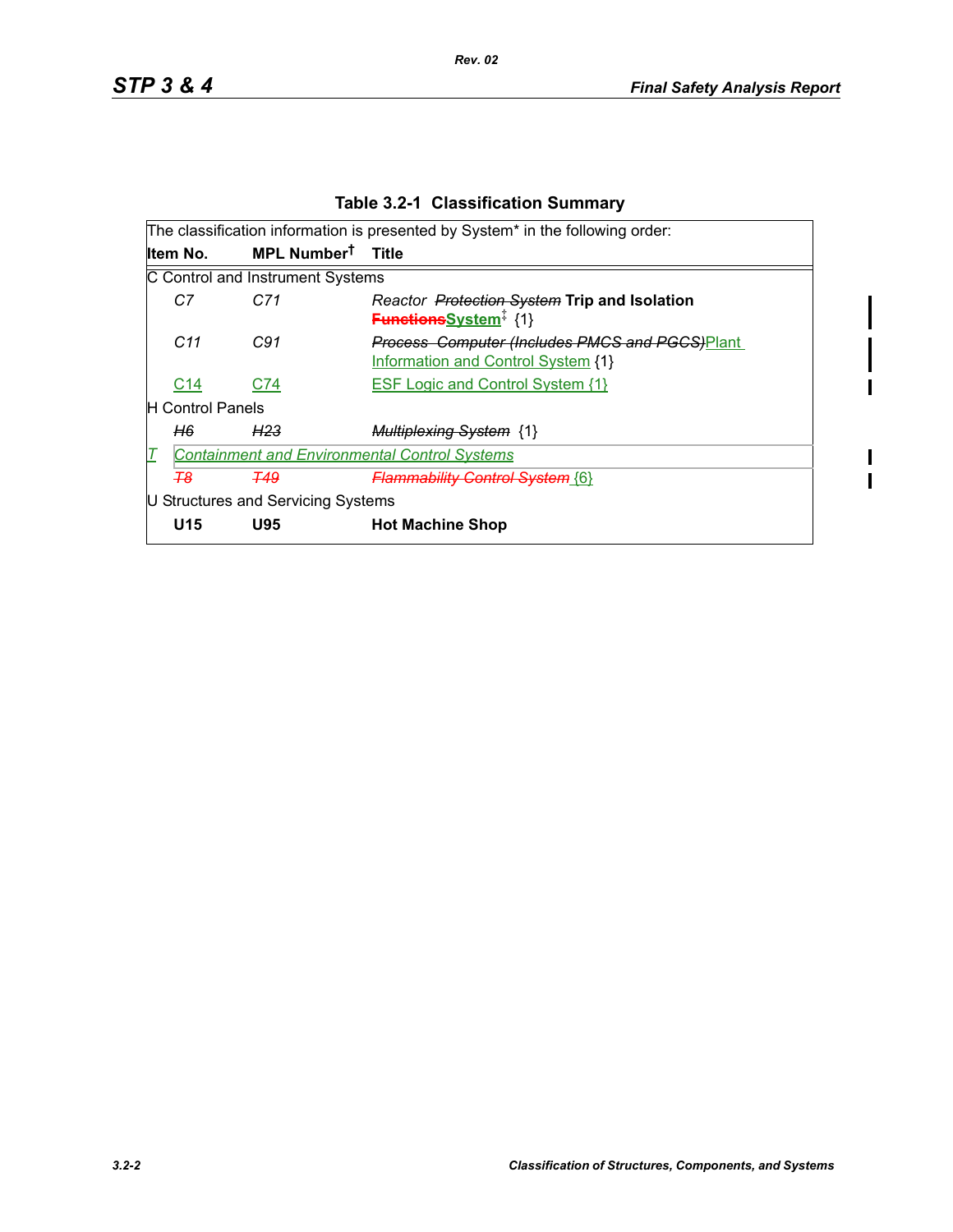**Table 3.2-1 Classification Summary**

| Item No. | MPL Number† | Title |
|---|---|---|
| The classification information is presented by System* in the following order: | | |
| C Control and Instrument Systems | | |
| *C7* | *C71* | *Reactor ~~Protection System~~* **Trip and Isolation ~~Functions~~System**‡ {1} |
| *C11* | *C91* | ~~*Process Computer (Includes PMCS and PGCS)*~~Plant Information and Control System {1} |
| C14 | C74 | ESF Logic and Control System {1} |
| H Control Panels | | |
| ~~*H6*~~ | ~~*H23*~~ | ~~*Multiplexing System*~~ {1} |
| *T* | *Containment and Environmental Control Systems* | |
| ~~*T8*~~ | ~~*T49*~~ | ~~*Flammability Control System*~~ {6} |
| U Structures and Servicing Systems | | |
| **U15** | **U95** | **Hot Machine Shop** |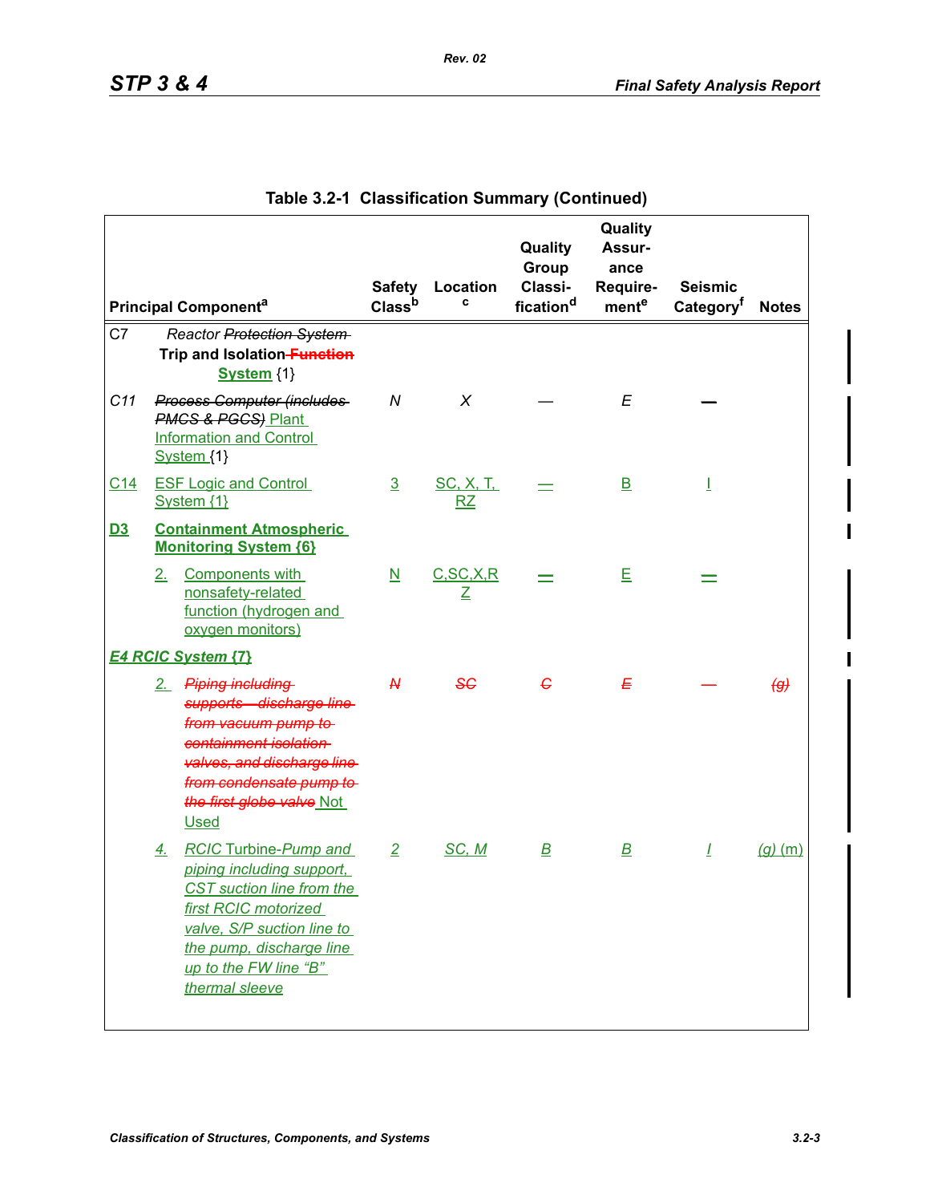Table 3.2-1 Classification Summary (Continued)

| Principal Component[a] | Safety Class[b] | Location[c] | Quality Group Classification[d] | Quality Assurance Requirement[e] | Seismic Category[f] | Notes |
|---|---|---|---|---|---|---|
| C7 Reactor ~~Protection System~~ **Trip and Isolation ~~Function~~ System** {1} | | | | | | |
| C11 ~~Process Computer (includes PMCS & PGCS)~~ Plant Information and Control System {1} | N | X | — | E | — | |
| C14 ESF Logic and Control System {1} | 3 | SC, X, T, RZ | — | B | I | |
| **D3 Containment Atmospheric Monitoring System {6}** | | | | | | |
| 2. Components with nonsafety-related function (hydrogen and oxygen monitors) | N | C,SC,X,RZ | — | E | — | |
| ***E4 RCIC System {7}*** | | | | | | |
| 2. ~~Piping including supports – discharge line from vacuum pump to containment isolation valves, and discharge line from condensate pump to the first globe valve~~ Not Used | ~~N~~ | ~~SC~~ | ~~C~~ | ~~E~~ | — | ~~(g)~~ |
| 4. RCIC Turbine-Pump and piping including support, CST suction line from the first RCIC motorized valve, S/P suction line to the pump, discharge line up to the FW line "B" thermal sleeve | 2 | SC, M | B | B | I | (g) (m) |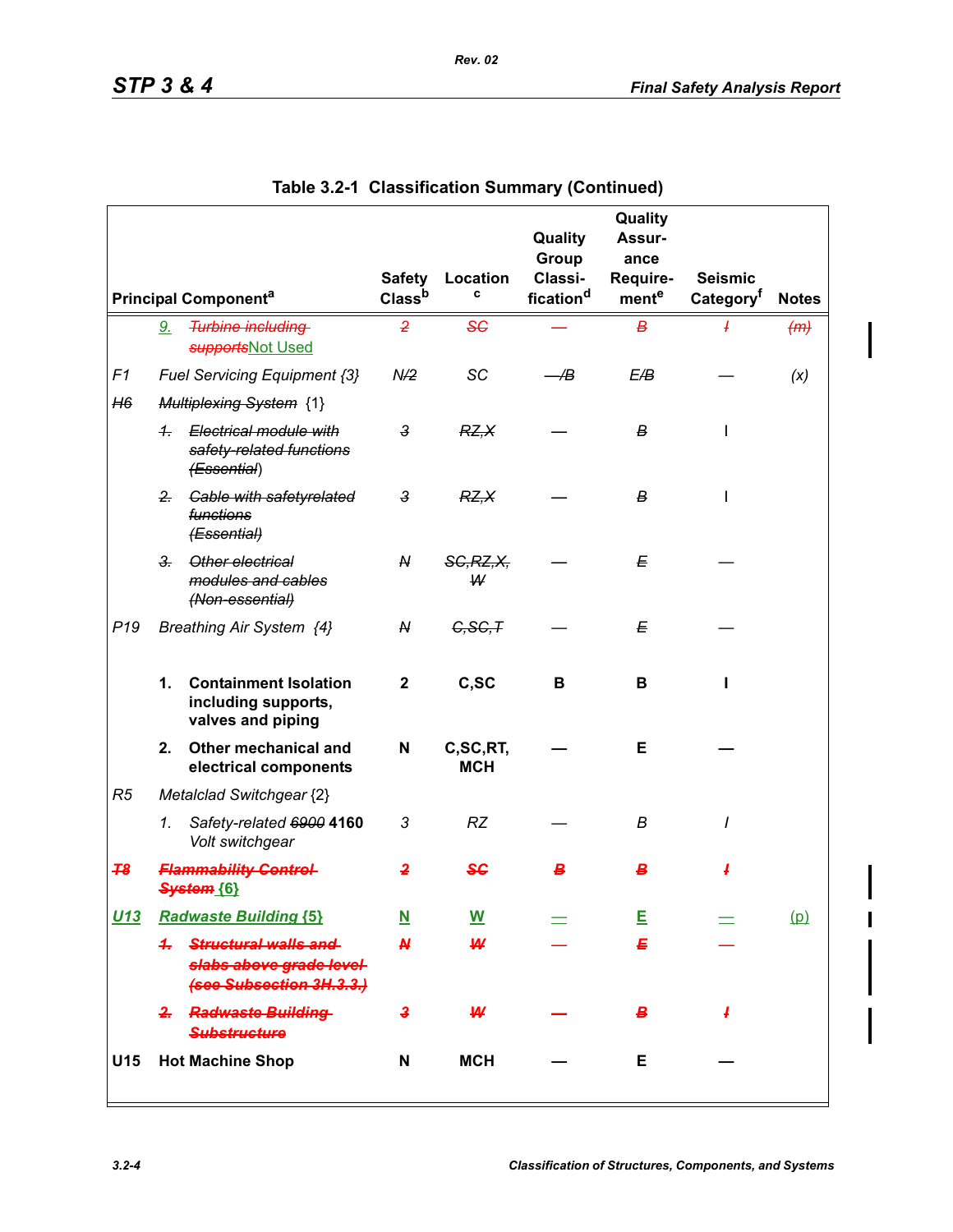**Table 3.2-1 Classification Summary (Continued)**

| | | Principal Component[a] | Safety Class[b] | Location[c] | Quality Group Classification[d] | Quality Assurance Requirement[e] | Seismic Category[f] | Notes |
|---|---|---|---|---|---|---|---|---|
| | 9. | ~~Turbine including supports~~Not Used | ~~2~~ | ~~SC~~ | — | ~~B~~ | ~~I~~ | ~~(m)~~ |
| F1 | | Fuel Servicing Equipment {3} | N/~~2~~ | SC | ~~—~~/B | E/~~B~~ | — | (x) |
| ~~H6~~ | | ~~Multiplexing System~~ {1} | | | | | | |
| | ~~1.~~ | ~~Electrical module with safety-related functions (Essential)~~ | ~~3~~ | ~~RZ,X~~ | — | ~~B~~ | I | |
| | ~~2.~~ | ~~Cable with safetyrelated functions (Essential)~~ | ~~3~~ | ~~RZ,X~~ | — | ~~B~~ | I | |
| | ~~3.~~ | ~~Other electrical modules and cables (Non-essential)~~ | ~~N~~ | ~~SC,RZ,X, W~~ | — | ~~E~~ | — | |
| P19 | | Breathing Air System {4} | ~~N~~ | ~~C,SC,T~~ | — | ~~E~~ | — | |
| | **1.** | **Containment Isolation including supports, valves and piping** | **2** | **C,SC** | **B** | **B** | **I** | |
| | **2.** | **Other mechanical and electrical components** | **N** | **C,SC,RT, MCH** | **—** | **E** | **—** | |
| R5 | | Metalclad Switchgear {2} | | | | | | |
| | 1. | Safety-related ~~6900~~ **4160** Volt switchgear | 3 | RZ | — | B | I | |
| ~~T8~~ | | ~~Flammability Control System~~ {6} | ~~2~~ | ~~SC~~ | ~~B~~ | ~~B~~ | ~~I~~ | |
| U13 | | Radwaste Building {5} | N | W | — | E | — | (p) |
| | ~~1.~~ | ~~Structural walls and slabs above grade level (see Subsection 3H.3.3.)~~ | ~~N~~ | ~~W~~ | — | ~~E~~ | — | |
| | ~~2.~~ | ~~Radwaste Building Substructure~~ | ~~3~~ | ~~W~~ | — | ~~B~~ | ~~I~~ | |
| **U15** | | **Hot Machine Shop** | **N** | **MCH** | **—** | **E** | **—** | |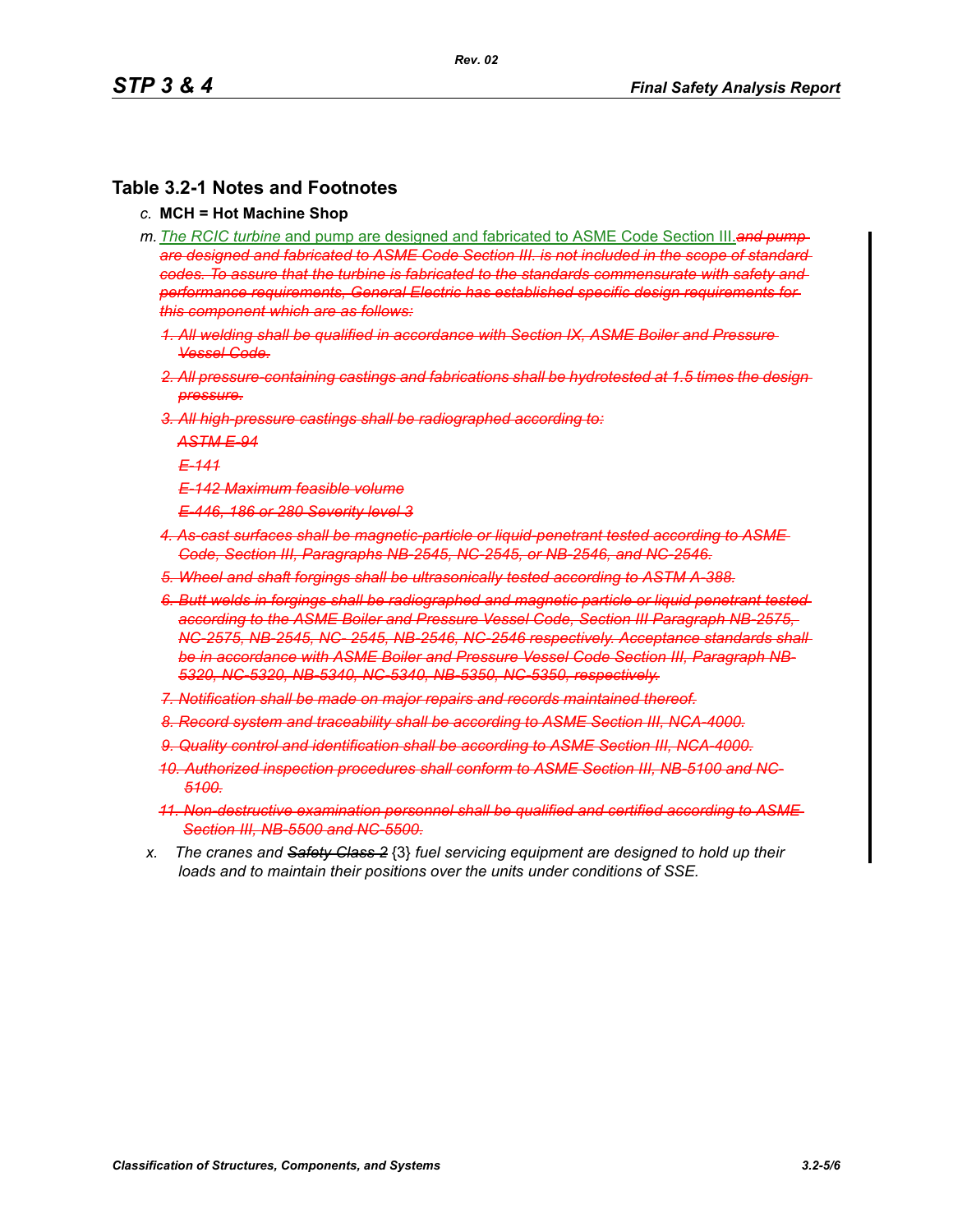## Table 3.2-1 Notes and Footnotes

*c.* **MCH = Hot Machine Shop**

*m.* *The RCIC turbine* and pump are designed and fabricated to ASME Code Section III.~~*and pump are designed and fabricated to ASME Code Section III. is not included in the scope of standard codes. To assure that the turbine is fabricated to the standards commensurate with safety and performance requirements, General Electric has established specific design requirements for this component which are as follows:*~~

~~*1. All welding shall be qualified in accordance with Section IX, ASME Boiler and Pressure Vessel Code.*~~

~~*2. All pressure-containing castings and fabrications shall be hydrotested at 1.5 times the design pressure.*~~

~~*3. All high-pressure castings shall be radiographed according to:*~~

~~*ASTM E-94*~~

~~*E-141*~~

~~*E-142 Maximum feasible volume*~~

~~*E-446, 186 or 280 Severity level 3*~~

~~*4. As-cast surfaces shall be magnetic-particle or liquid-penetrant tested according to ASME Code, Section III, Paragraphs NB-2545, NC-2545, or NB-2546, and NC-2546.*~~

~~*5. Wheel and shaft forgings shall be ultrasonically tested according to ASTM A-388.*~~

~~*6. Butt welds in forgings shall be radiographed and magnetic particle or liquid penetrant tested according to the ASME Boiler and Pressure Vessel Code, Section III Paragraph NB-2575, NC-2575, NB-2545, NC- 2545, NB-2546, NC-2546 respectively. Acceptance standards shall be in accordance with ASME Boiler and Pressure Vessel Code Section III, Paragraph NB-5320, NC-5320, NB-5340, NC-5340, NB-5350, NC-5350, respectively.*~~

~~*7. Notification shall be made on major repairs and records maintained thereof.*~~

~~*8. Record system and traceability shall be according to ASME Section III, NCA-4000.*~~

~~*9. Quality control and identification shall be according to ASME Section III, NCA-4000.*~~

~~*10. Authorized inspection procedures shall conform to ASME Section III, NB-5100 and NC-5100.*~~

~~*11. Non-destructive examination personnel shall be qualified and certified according to ASME Section III, NB-5500 and NC-5500.*~~

*x.* *The cranes and* ~~*Safety Class 2*~~ {3} *fuel servicing equipment are designed to hold up their loads and to maintain their positions over the units under conditions of SSE.*